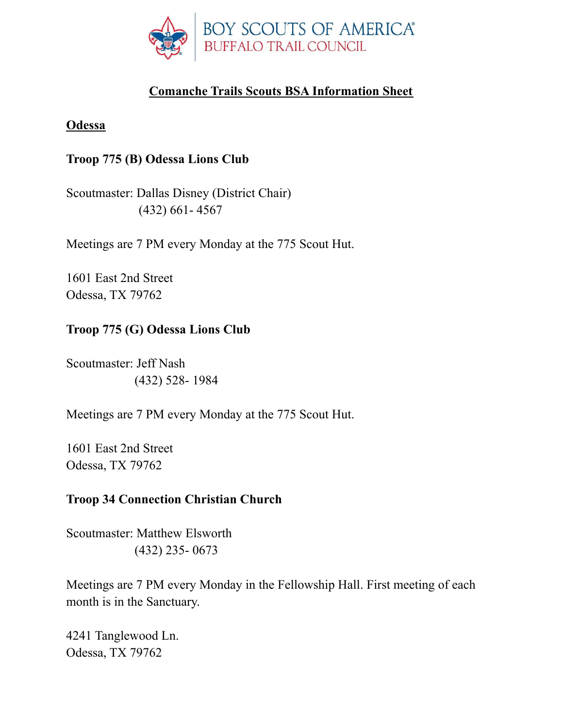BOY SCOUTS OF AMERICA®
BUFFALO TRAIL COUNCIL

# Comanche Trails Scouts BSA Information Sheet

## Odessa

### Troop 775 (B) Odessa Lions Club

Scoutmaster: Dallas Disney (District Chair)
(432) 661- 4567

Meetings are 7 PM every Monday at the 775 Scout Hut.

1601 East 2nd Street
Odessa, TX 79762

### Troop 775 (G) Odessa Lions Club

Scoutmaster: Jeff Nash
(432) 528- 1984

Meetings are 7 PM every Monday at the 775 Scout Hut.

1601 East 2nd Street
Odessa, TX 79762

### Troop 34 Connection Christian Church

Scoutmaster: Matthew Elsworth
(432) 235- 0673

Meetings are 7 PM every Monday in the Fellowship Hall. First meeting of each month is in the Sanctuary.

4241 Tanglewood Ln.
Odessa, TX 79762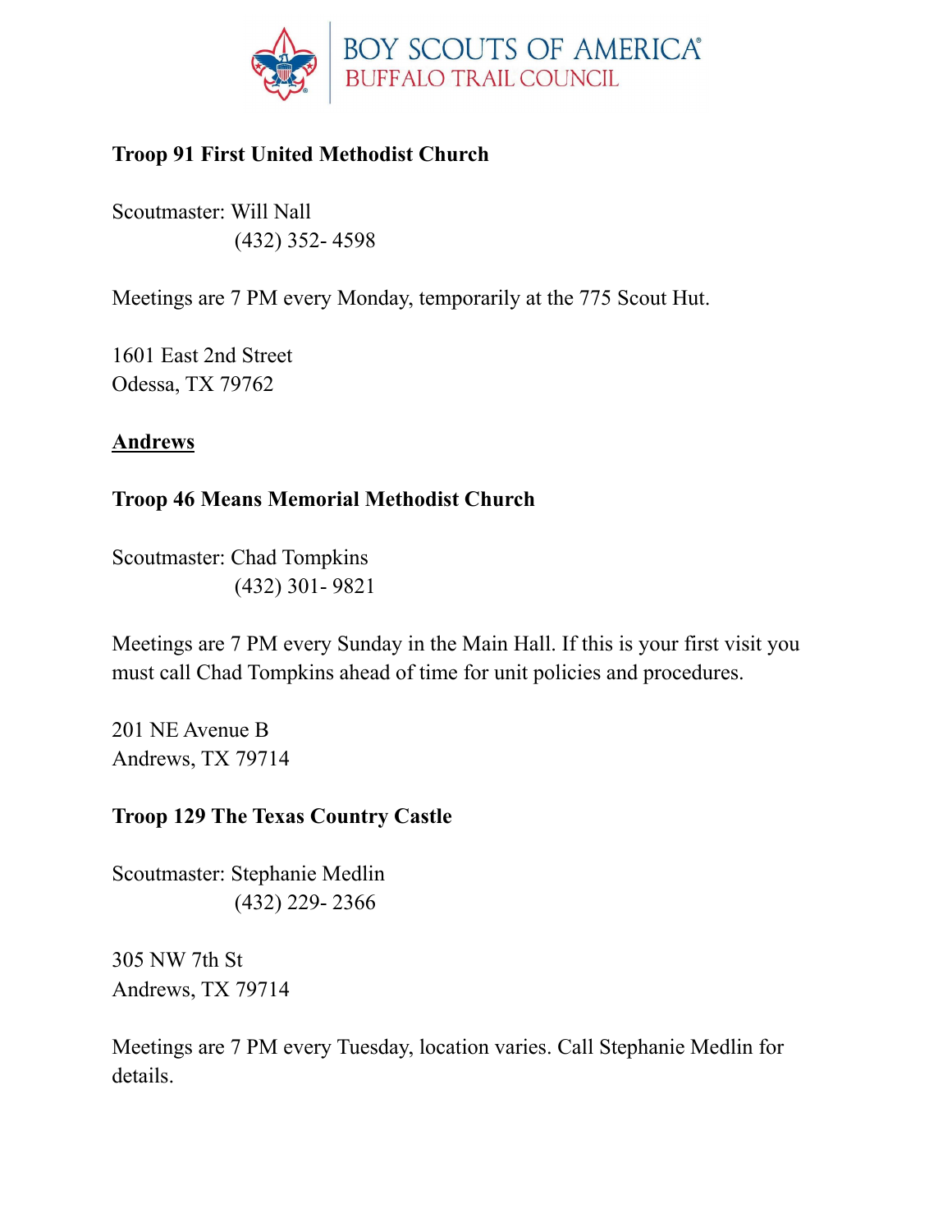**Troop 91 First United Methodist Church**

Scoutmaster: Will Nall
(432) 352- 4598

Meetings are 7 PM every Monday, temporarily at the 775 Scout Hut.

1601 East 2nd Street
Odessa, TX 79762

## Andrews

**Troop 46 Means Memorial Methodist Church**

Scoutmaster: Chad Tompkins
(432) 301- 9821

Meetings are 7 PM every Sunday in the Main Hall. If this is your first visit you must call Chad Tompkins ahead of time for unit policies and procedures.

201 NE Avenue B
Andrews, TX 79714

**Troop 129 The Texas Country Castle**

Scoutmaster: Stephanie Medlin
(432) 229- 2366

305 NW 7th St
Andrews, TX 79714

Meetings are 7 PM every Tuesday, location varies. Call Stephanie Medlin for details.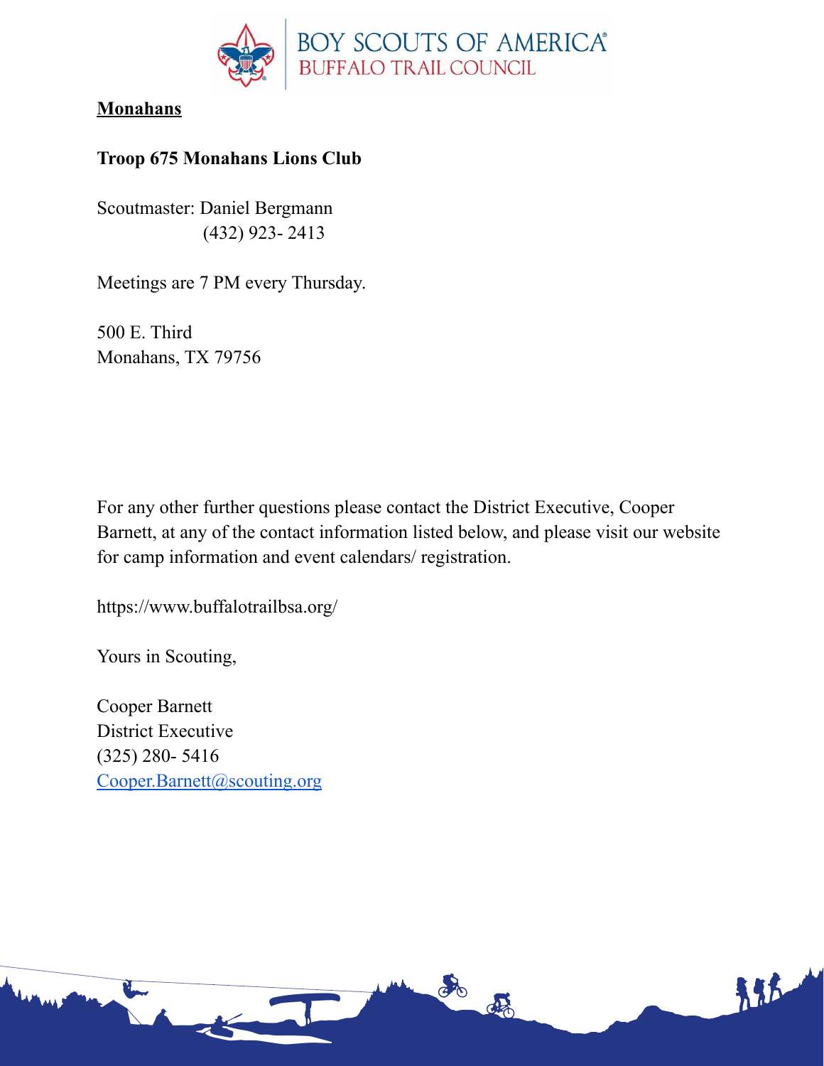BOY SCOUTS OF AMERICA®
BUFFALO TRAIL COUNCIL

**Monahans**

**Troop 675 Monahans Lions Club**

Scoutmaster: Daniel Bergmann
(432) 923- 2413

Meetings are 7 PM every Thursday.

500 E. Third
Monahans, TX 79756

For any other further questions please contact the District Executive, Cooper Barnett, at any of the contact information listed below, and please visit our website for camp information and event calendars/ registration.

https://www.buffalotrailbsa.org/

Yours in Scouting,

Cooper Barnett
District Executive
(325) 280- 5416
Cooper.Barnett@scouting.org